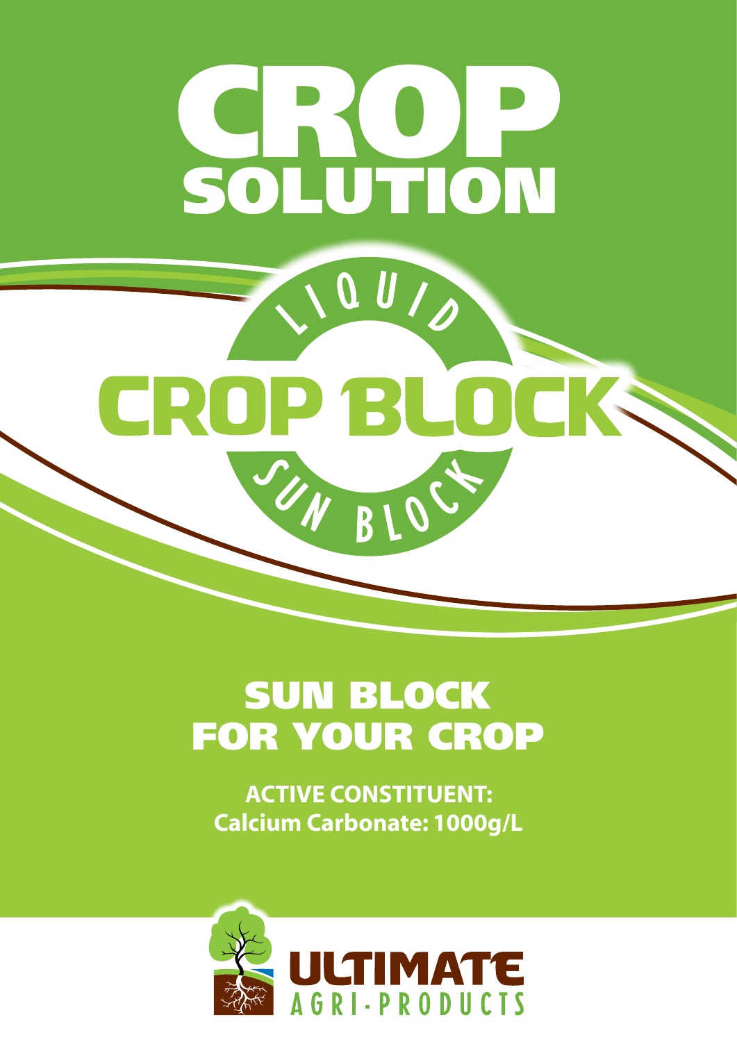# CROP SOLUTION

LIQUID

## CROP BLOCK

SUN BLOCK

## SUN BLOCK FOR YOUR CROP

**ACTIVE CONSTITUENT:**
**Calcium Carbonate: 1000g/L**

ULTIMATE AGRI-PRODUCTS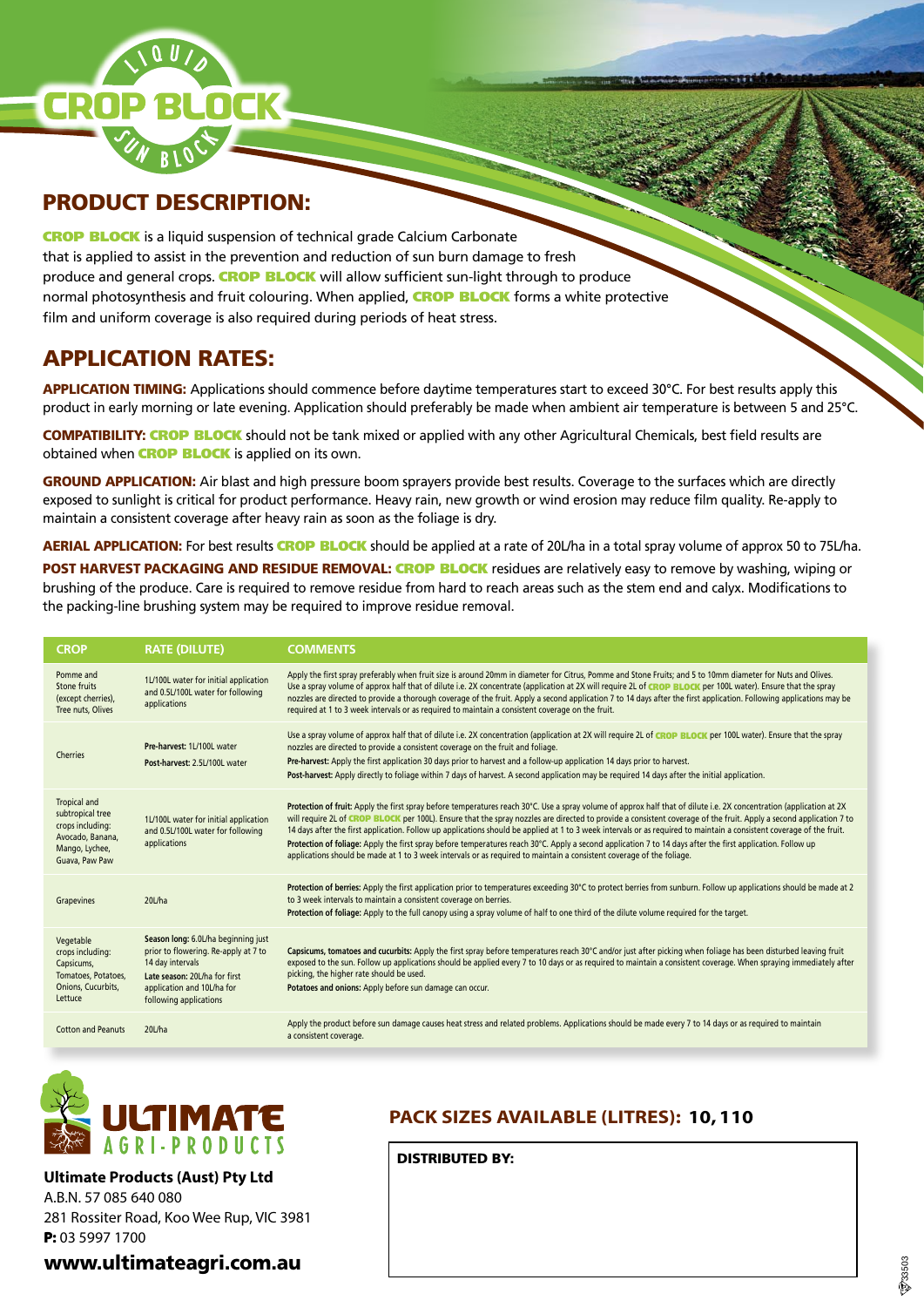# CROP BLOCK

LIQUID SUN BLOCK

## PRODUCT DESCRIPTION:

**CROP BLOCK** is a liquid suspension of technical grade Calcium Carbonate that is applied to assist in the prevention and reduction of sun burn damage to fresh produce and general crops. **CROP BLOCK** will allow sufficient sun-light through to produce normal photosynthesis and fruit colouring. When applied, **CROP BLOCK** forms a white protective film and uniform coverage is also required during periods of heat stress.

## APPLICATION RATES:

**APPLICATION TIMING:** Applications should commence before daytime temperatures start to exceed 30°C. For best results apply this product in early morning or late evening. Application should preferably be made when ambient air temperature is between 5 and 25°C.

**COMPATIBILITY:** **CROP BLOCK** should not be tank mixed or applied with any other Agricultural Chemicals, best field results are obtained when **CROP BLOCK** is applied on its own.

**GROUND APPLICATION:** Air blast and high pressure boom sprayers provide best results. Coverage to the surfaces which are directly exposed to sunlight is critical for product performance. Heavy rain, new growth or wind erosion may reduce film quality. Re-apply to maintain a consistent coverage after heavy rain as soon as the foliage is dry.

**AERIAL APPLICATION:** For best results **CROP BLOCK** should be applied at a rate of 20L/ha in a total spray volume of approx 50 to 75L/ha.

**POST HARVEST PACKAGING AND RESIDUE REMOVAL:** **CROP BLOCK** residues are relatively easy to remove by washing, wiping or brushing of the produce. Care is required to remove residue from hard to reach areas such as the stem end and calyx. Modifications to the packing-line brushing system may be required to improve residue removal.

| CROP | RATE (DILUTE) | COMMENTS |
|---|---|---|
| Pomme and Stone fruits (except cherries), Tree nuts, Olives | 1L/100L water for initial application and 0.5L/100L water for following applications | Apply the first spray preferably when fruit size is around 20mm in diameter for Citrus, Pomme and Stone Fruits; and 5 to 10mm diameter for Nuts and Olives. Use a spray volume of approx half that of dilute i.e. 2X concentrate (application at 2X will require 2L of **CROP BLOCK** per 100L water). Ensure that the spray nozzles are directed to provide a thorough coverage of the fruit. Apply a second application 7 to 14 days after the first application. Following applications may be required at 1 to 3 week intervals or as required to maintain a consistent coverage on the fruit. |
| Cherries | **Pre-harvest:** 1L/100L water<br>**Post-harvest:** 2.5L/100L water | Use a spray volume of approx half that of dilute i.e. 2X concentration (application at 2X will require 2L of **CROP BLOCK** per 100L water). Ensure that the spray nozzles are directed to provide a consistent coverage on the fruit and foliage.<br>**Pre-harvest:** Apply the first application 30 days prior to harvest and a follow-up application 14 days prior to harvest.<br>**Post-harvest:** Apply directly to foliage within 7 days of harvest. A second application may be required 14 days after the initial application. |
| Tropical and subtropical tree crops including: Avocado, Banana, Mango, Lychee, Guava, Paw Paw | 1L/100L water for initial application and 0.5L/100L water for following applications | **Protection of fruit:** Apply the first spray before temperatures reach 30°C. Use a spray volume of approx half that of dilute i.e. 2X concentration (application at 2X will require 2L of **CROP BLOCK** per 100L). Ensure that the spray nozzles are directed to provide a consistent coverage of the fruit. Apply a second application 7 to 14 days after the first application. Follow up applications should be applied at 1 to 3 week intervals or as required to maintain a consistent coverage of the fruit.<br>**Protection of foliage:** Apply the first spray before temperatures reach 30°C. Apply a second application 7 to 14 days after the first application. Follow up applications should be made at 1 to 3 week intervals or as required to maintain a consistent coverage of the foliage. |
| Grapevines | 20L/ha | **Protection of berries:** Apply the first application prior to temperatures exceeding 30°C to protect berries from sunburn. Follow up applications should be made at 2 to 3 week intervals to maintain a consistent coverage on berries.<br>**Protection of foliage:** Apply to the full canopy using a spray volume of half to one third of the dilute volume required for the target. |
| Vegetable crops including: Capsicums, Tomatoes, Potatoes, Onions, Cucurbits, Lettuce | **Season long:** 6.0L/ha beginning just prior to flowering. Re-apply at 7 to 14 day intervals<br>**Late season:** 20L/ha for first application and 10L/ha for following applications | **Capsicums, tomatoes and cucurbits:** Apply the first spray before temperatures reach 30°C and/or just after picking when foliage has been disturbed leaving fruit exposed to the sun. Follow up applications should be applied every 7 to 10 days or as required to maintain a consistent coverage. When spraying immediately after picking, the higher rate should be used.<br>**Potatoes and onions:** Apply before sun damage can occur. |
| Cotton and Peanuts | 20L/ha | Apply the product before sun damage causes heat stress and related problems. Applications should be made every 7 to 14 days or as required to maintain a consistent coverage. |

ULTIMATE AGRI-PRODUCTS

**Ultimate Products (Aust) Pty Ltd**
A.B.N. 57 085 640 080
281 Rossiter Road, Koo Wee Rup, VIC 3981
**P:** 03 5997 1700

**www.ultimateagri.com.au**

### PACK SIZES AVAILABLE (LITRES): 10, 110

**DISTRIBUTED BY:**

33503